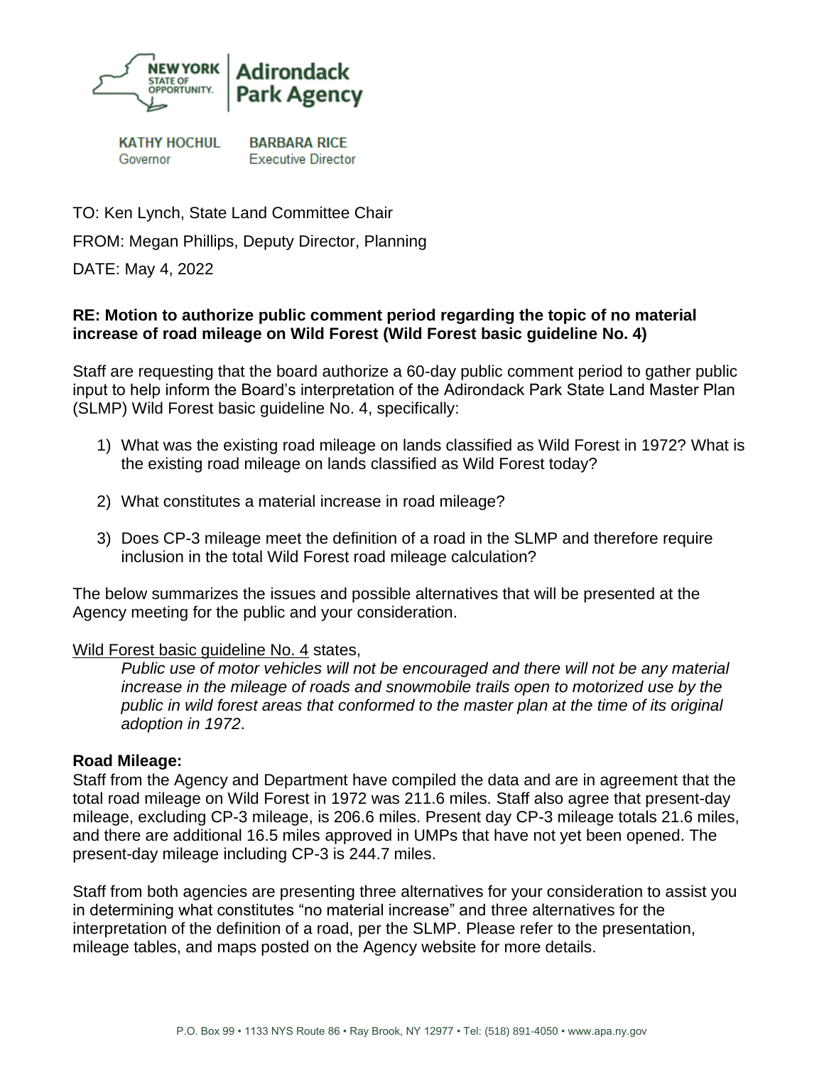NEW YORK STATE OF OPPORTUNITY. | Adirondack Park Agency

KATHY HOCHUL
Governor

BARBARA RICE
Executive Director

TO: Ken Lynch, State Land Committee Chair

FROM: Megan Phillips, Deputy Director, Planning

DATE: May 4, 2022

**RE: Motion to authorize public comment period regarding the topic of no material increase of road mileage on Wild Forest (Wild Forest basic guideline No. 4)**

Staff are requesting that the board authorize a 60-day public comment period to gather public input to help inform the Board's interpretation of the Adirondack Park State Land Master Plan (SLMP) Wild Forest basic guideline No. 4, specifically:

1) What was the existing road mileage on lands classified as Wild Forest in 1972? What is the existing road mileage on lands classified as Wild Forest today?
2) What constitutes a material increase in road mileage?
3) Does CP-3 mileage meet the definition of a road in the SLMP and therefore require inclusion in the total Wild Forest road mileage calculation?

The below summarizes the issues and possible alternatives that will be presented at the Agency meeting for the public and your consideration.

Wild Forest basic guideline No. 4 states,

> *Public use of motor vehicles will not be encouraged and there will not be any material increase in the mileage of roads and snowmobile trails open to motorized use by the public in wild forest areas that conformed to the master plan at the time of its original adoption in 1972*.

**Road Mileage:**
Staff from the Agency and Department have compiled the data and are in agreement that the total road mileage on Wild Forest in 1972 was 211.6 miles. Staff also agree that present-day mileage, excluding CP-3 mileage, is 206.6 miles. Present day CP-3 mileage totals 21.6 miles, and there are additional 16.5 miles approved in UMPs that have not yet been opened. The present-day mileage including CP-3 is 244.7 miles.

Staff from both agencies are presenting three alternatives for your consideration to assist you in determining what constitutes "no material increase" and three alternatives for the interpretation of the definition of a road, per the SLMP. Please refer to the presentation, mileage tables, and maps posted on the Agency website for more details.

P.O. Box 99 • 1133 NYS Route 86 • Ray Brook, NY 12977 • Tel: (518) 891-4050 • www.apa.ny.gov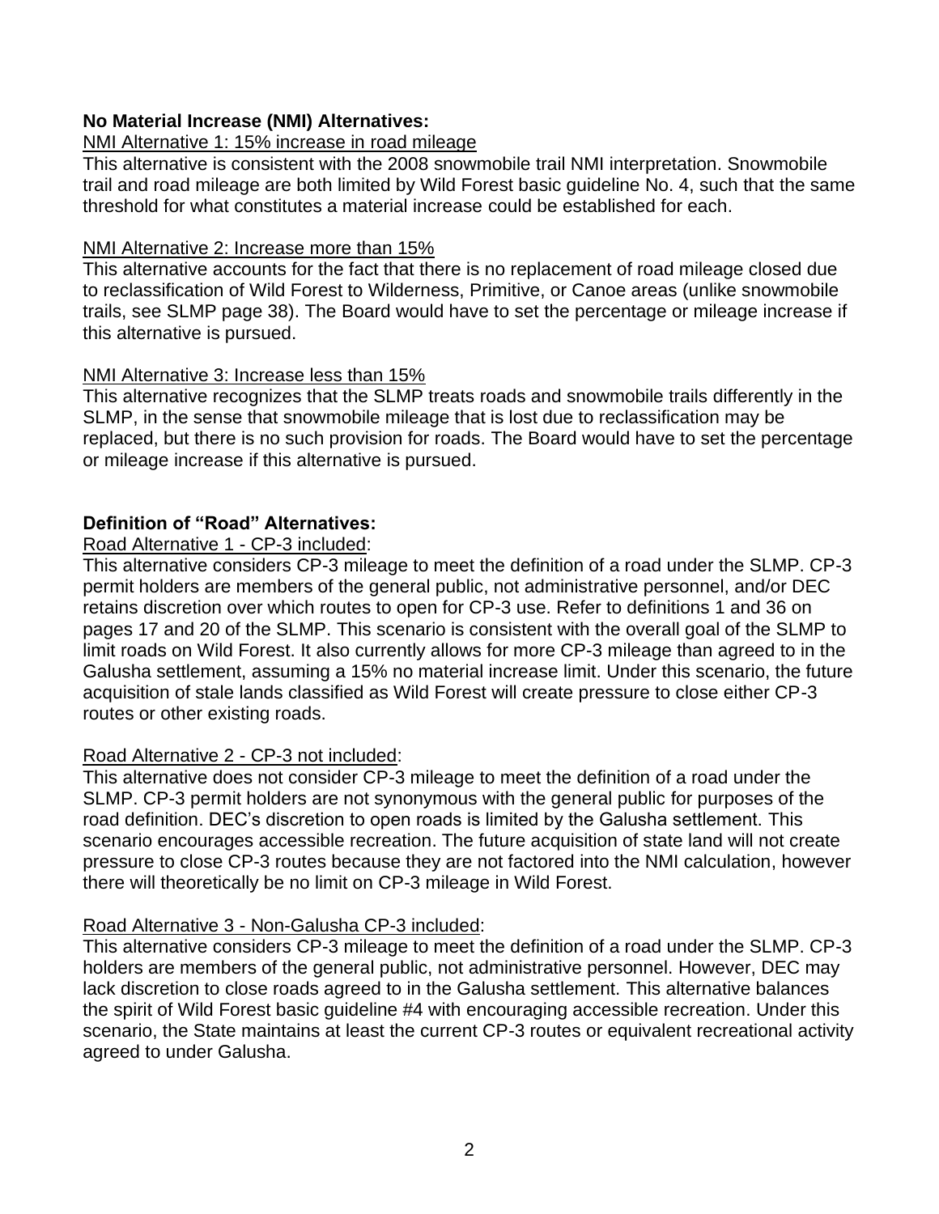**No Material Increase (NMI) Alternatives:**

NMI Alternative 1: 15% increase in road mileage

This alternative is consistent with the 2008 snowmobile trail NMI interpretation. Snowmobile trail and road mileage are both limited by Wild Forest basic guideline No. 4, such that the same threshold for what constitutes a material increase could be established for each.

NMI Alternative 2: Increase more than 15%

This alternative accounts for the fact that there is no replacement of road mileage closed due to reclassification of Wild Forest to Wilderness, Primitive, or Canoe areas (unlike snowmobile trails, see SLMP page 38). The Board would have to set the percentage or mileage increase if this alternative is pursued.

NMI Alternative 3: Increase less than 15%

This alternative recognizes that the SLMP treats roads and snowmobile trails differently in the SLMP, in the sense that snowmobile mileage that is lost due to reclassification may be replaced, but there is no such provision for roads. The Board would have to set the percentage or mileage increase if this alternative is pursued.

**Definition of "Road" Alternatives:**

Road Alternative 1 - CP-3 included:

This alternative considers CP-3 mileage to meet the definition of a road under the SLMP. CP-3 permit holders are members of the general public, not administrative personnel, and/or DEC retains discretion over which routes to open for CP-3 use. Refer to definitions 1 and 36 on pages 17 and 20 of the SLMP. This scenario is consistent with the overall goal of the SLMP to limit roads on Wild Forest. It also currently allows for more CP-3 mileage than agreed to in the Galusha settlement, assuming a 15% no material increase limit. Under this scenario, the future acquisition of stale lands classified as Wild Forest will create pressure to close either CP-3 routes or other existing roads.

Road Alternative 2 - CP-3 not included:

This alternative does not consider CP-3 mileage to meet the definition of a road under the SLMP. CP-3 permit holders are not synonymous with the general public for purposes of the road definition. DEC's discretion to open roads is limited by the Galusha settlement. This scenario encourages accessible recreation. The future acquisition of state land will not create pressure to close CP-3 routes because they are not factored into the NMI calculation, however there will theoretically be no limit on CP-3 mileage in Wild Forest.

Road Alternative 3 - Non-Galusha CP-3 included:

This alternative considers CP-3 mileage to meet the definition of a road under the SLMP. CP-3 holders are members of the general public, not administrative personnel. However, DEC may lack discretion to close roads agreed to in the Galusha settlement. This alternative balances the spirit of Wild Forest basic guideline #4 with encouraging accessible recreation. Under this scenario, the State maintains at least the current CP-3 routes or equivalent recreational activity agreed to under Galusha.